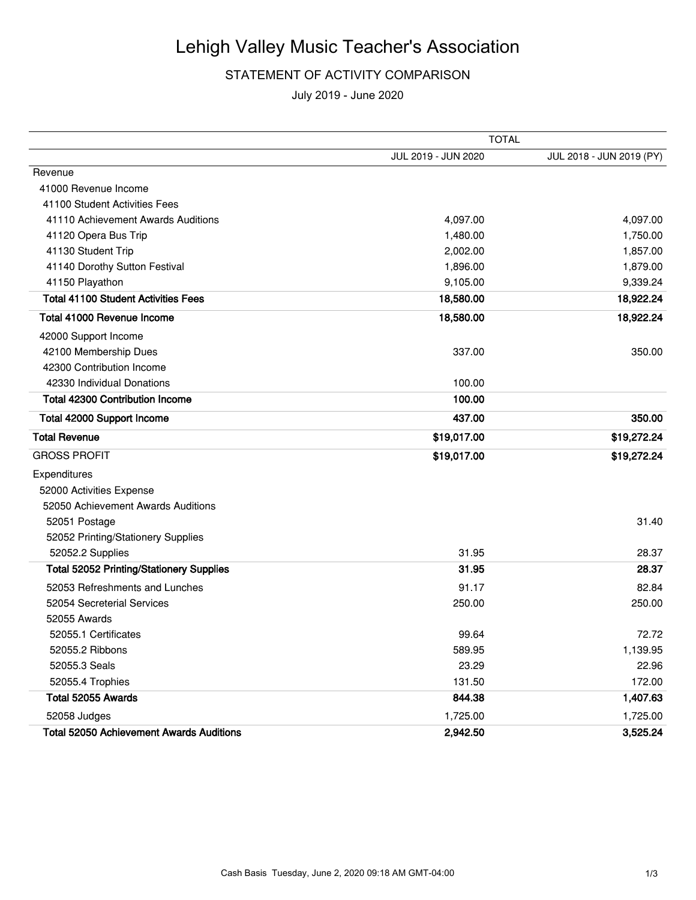# Lehigh Valley Music Teacher's Association

## STATEMENT OF ACTIVITY COMPARISON

July 2019 - June 2020

| | TOTAL | |
|---|---|---|
| | JUL 2019 - JUN 2020 | JUL 2018 - JUN 2019 (PY) |
| Revenue | | |
| 41000 Revenue Income | | |
| 41100 Student Activities Fees | | |
| 41110 Achievement Awards Auditions | 4,097.00 | 4,097.00 |
| 41120 Opera Bus Trip | 1,480.00 | 1,750.00 |
| 41130 Student Trip | 2,002.00 | 1,857.00 |
| 41140 Dorothy Sutton Festival | 1,896.00 | 1,879.00 |
| 41150 Playathon | 9,105.00 | 9,339.24 |
| **Total 41100 Student Activities Fees** | **18,580.00** | **18,922.24** |
| **Total 41000 Revenue Income** | **18,580.00** | **18,922.24** |
| 42000 Support Income | | |
| 42100 Membership Dues | 337.00 | 350.00 |
| 42300 Contribution Income | | |
| 42330 Individual Donations | 100.00 | |
| **Total 42300 Contribution Income** | **100.00** | |
| **Total 42000 Support Income** | **437.00** | **350.00** |
| **Total Revenue** | **$19,017.00** | **$19,272.24** |
| GROSS PROFIT | **$19,017.00** | **$19,272.24** |
| Expenditures | | |
| 52000 Activities Expense | | |
| 52050 Achievement Awards Auditions | | |
| 52051 Postage | | 31.40 |
| 52052 Printing/Stationery Supplies | | |
| 52052.2 Supplies | 31.95 | 28.37 |
| **Total 52052 Printing/Stationery Supplies** | **31.95** | **28.37** |
| 52053 Refreshments and Lunches | 91.17 | 82.84 |
| 52054 Secreterial Services | 250.00 | 250.00 |
| 52055 Awards | | |
| 52055.1 Certificates | 99.64 | 72.72 |
| 52055.2 Ribbons | 589.95 | 1,139.95 |
| 52055.3 Seals | 23.29 | 22.96 |
| 52055.4 Trophies | 131.50 | 172.00 |
| **Total 52055 Awards** | **844.38** | **1,407.63** |
| 52058 Judges | 1,725.00 | 1,725.00 |
| **Total 52050 Achievement Awards Auditions** | **2,942.50** | **3,525.24** |

Cash Basis Tuesday, June 2, 2020 09:18 AM GMT-04:00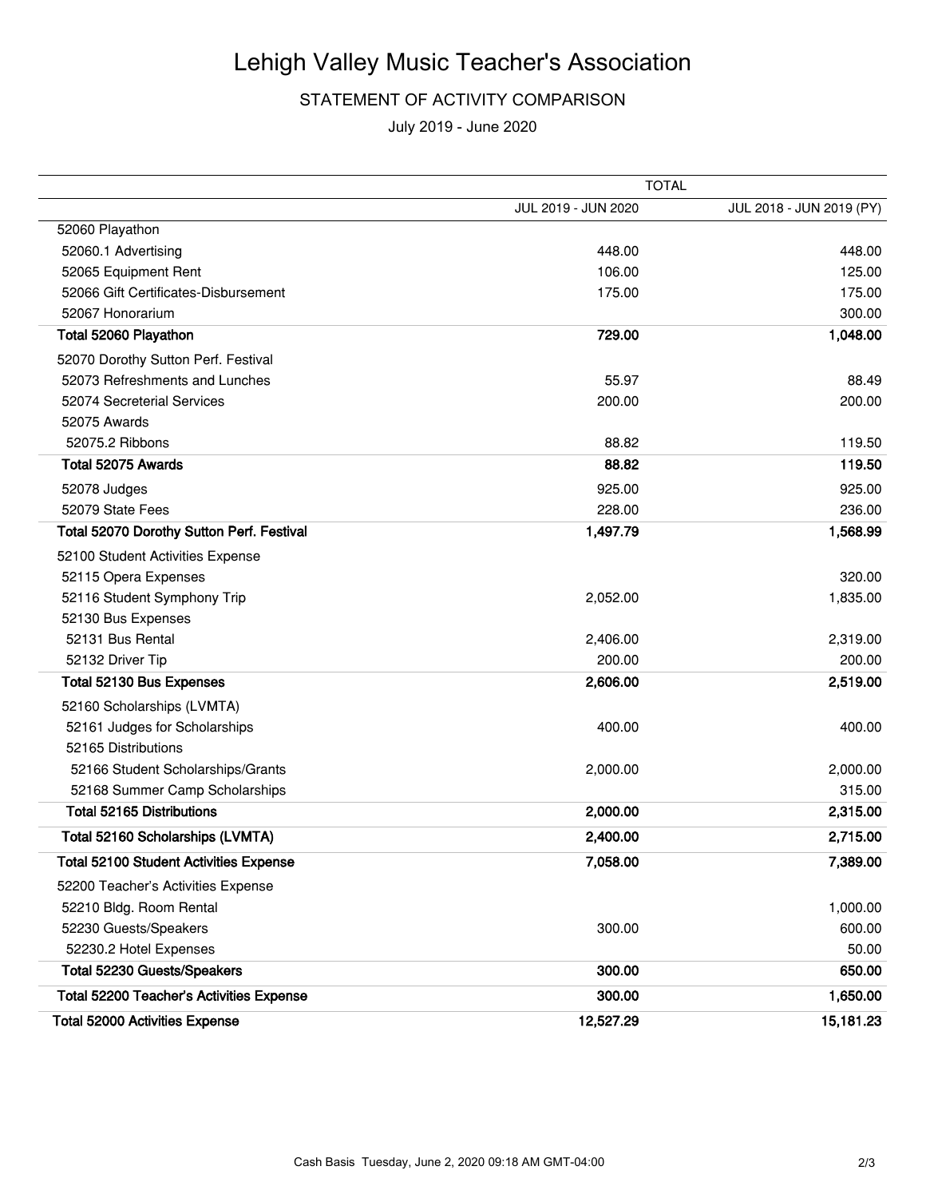# Lehigh Valley Music Teacher's Association

STATEMENT OF ACTIVITY COMPARISON

July 2019 - June 2020

| | TOTAL | |
|---|---|---|
| | JUL 2019 - JUN 2020 | JUL 2018 - JUN 2019 (PY) |
| 52060 Playathon | | |
| 52060.1 Advertising | 448.00 | 448.00 |
| 52065 Equipment Rent | 106.00 | 125.00 |
| 52066 Gift Certificates-Disbursement | 175.00 | 175.00 |
| 52067 Honorarium | | 300.00 |
| **Total 52060 Playathon** | **729.00** | **1,048.00** |
| 52070 Dorothy Sutton Perf. Festival | | |
| 52073 Refreshments and Lunches | 55.97 | 88.49 |
| 52074 Secreterial Services | 200.00 | 200.00 |
| 52075 Awards | | |
| 52075.2 Ribbons | 88.82 | 119.50 |
| **Total 52075 Awards** | **88.82** | **119.50** |
| 52078 Judges | 925.00 | 925.00 |
| 52079 State Fees | 228.00 | 236.00 |
| **Total 52070 Dorothy Sutton Perf. Festival** | **1,497.79** | **1,568.99** |
| 52100 Student Activities Expense | | |
| 52115 Opera Expenses | | 320.00 |
| 52116 Student Symphony Trip | 2,052.00 | 1,835.00 |
| 52130 Bus Expenses | | |
| 52131 Bus Rental | 2,406.00 | 2,319.00 |
| 52132 Driver Tip | 200.00 | 200.00 |
| **Total 52130 Bus Expenses** | **2,606.00** | **2,519.00** |
| 52160 Scholarships (LVMTA) | | |
| 52161 Judges for Scholarships | 400.00 | 400.00 |
| 52165 Distributions | | |
| 52166 Student Scholarships/Grants | 2,000.00 | 2,000.00 |
| 52168 Summer Camp Scholarships | | 315.00 |
| **Total 52165 Distributions** | **2,000.00** | **2,315.00** |
| **Total 52160 Scholarships (LVMTA)** | **2,400.00** | **2,715.00** |
| **Total 52100 Student Activities Expense** | **7,058.00** | **7,389.00** |
| 52200 Teacher's Activities Expense | | |
| 52210 Bldg. Room Rental | | 1,000.00 |
| 52230 Guests/Speakers | 300.00 | 600.00 |
| 52230.2 Hotel Expenses | | 50.00 |
| **Total 52230 Guests/Speakers** | **300.00** | **650.00** |
| **Total 52200 Teacher's Activities Expense** | **300.00** | **1,650.00** |
| **Total 52000 Activities Expense** | **12,527.29** | **15,181.23** |

Cash Basis Tuesday, June 2, 2020 09:18 AM GMT-04:00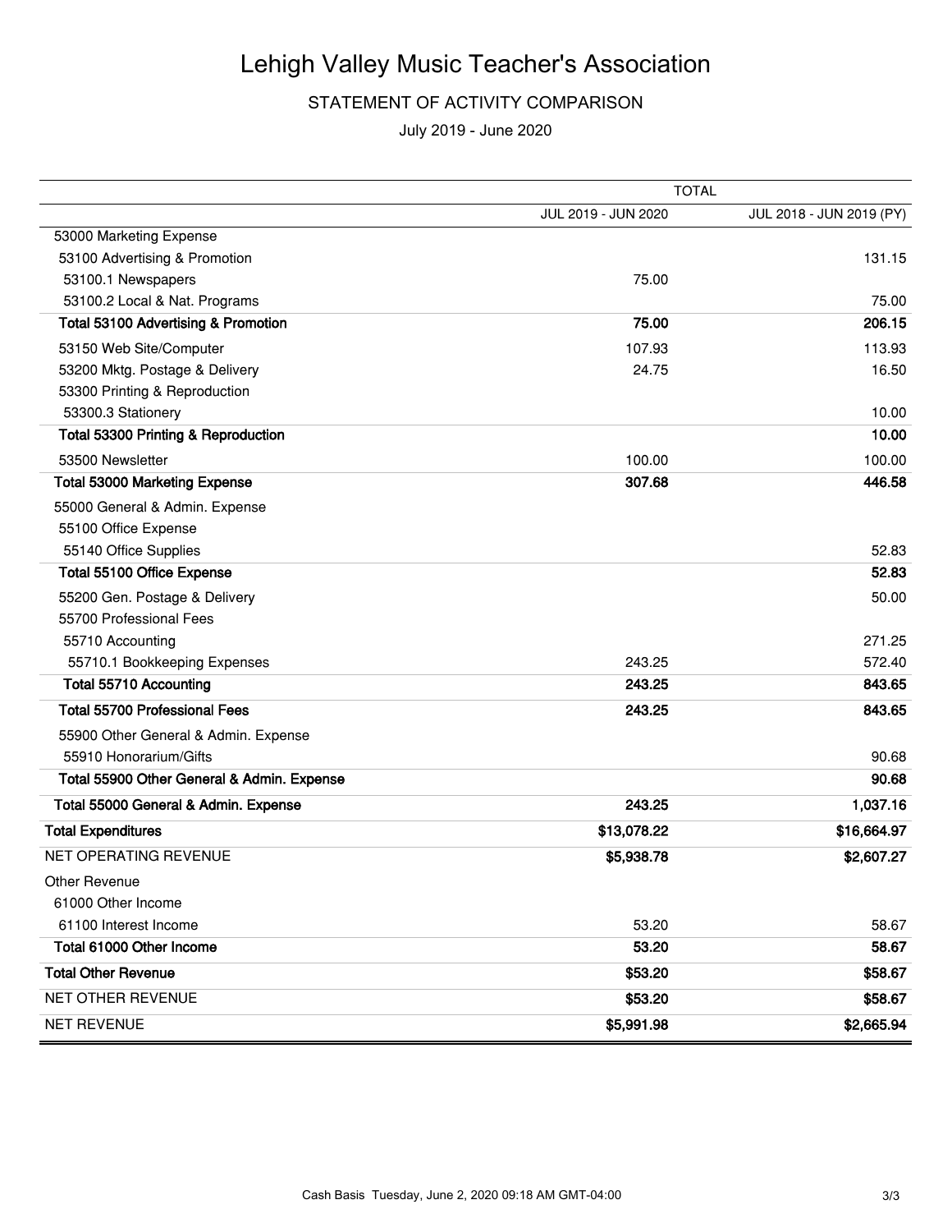# Lehigh Valley Music Teacher's Association

STATEMENT OF ACTIVITY COMPARISON

July 2019 - June 2020

| | TOTAL | |
|---|---|---|
| | JUL 2019 - JUN 2020 | JUL 2018 - JUN 2019 (PY) |
| 53000 Marketing Expense | | |
| 53100 Advertising & Promotion | | 131.15 |
| 53100.1 Newspapers | 75.00 | |
| 53100.2 Local & Nat. Programs | | 75.00 |
| **Total 53100 Advertising & Promotion** | **75.00** | **206.15** |
| 53150 Web Site/Computer | 107.93 | 113.93 |
| 53200 Mktg. Postage & Delivery | 24.75 | 16.50 |
| 53300 Printing & Reproduction | | |
| 53300.3 Stationery | | 10.00 |
| **Total 53300 Printing & Reproduction** | | **10.00** |
| 53500 Newsletter | 100.00 | 100.00 |
| **Total 53000 Marketing Expense** | **307.68** | **446.58** |
| 55000 General & Admin. Expense | | |
| 55100 Office Expense | | |
| 55140 Office Supplies | | 52.83 |
| **Total 55100 Office Expense** | | **52.83** |
| 55200 Gen. Postage & Delivery | | 50.00 |
| 55700 Professional Fees | | |
| 55710 Accounting | | 271.25 |
| 55710.1 Bookkeeping Expenses | 243.25 | 572.40 |
| **Total 55710 Accounting** | **243.25** | **843.65** |
| **Total 55700 Professional Fees** | **243.25** | **843.65** |
| 55900 Other General & Admin. Expense | | |
| 55910 Honorarium/Gifts | | 90.68 |
| **Total 55900 Other General & Admin. Expense** | | **90.68** |
| **Total 55000 General & Admin. Expense** | **243.25** | **1,037.16** |
| **Total Expenditures** | **$13,078.22** | **$16,664.97** |
| NET OPERATING REVENUE | **$5,938.78** | **$2,607.27** |
| Other Revenue | | |
| 61000 Other Income | | |
| 61100 Interest Income | 53.20 | 58.67 |
| **Total 61000 Other Income** | **53.20** | **58.67** |
| **Total Other Revenue** | **$53.20** | **$58.67** |
| NET OTHER REVENUE | **$53.20** | **$58.67** |
| NET REVENUE | **$5,991.98** | **$2,665.94** |

Cash Basis Tuesday, June 2, 2020 09:18 AM GMT-04:00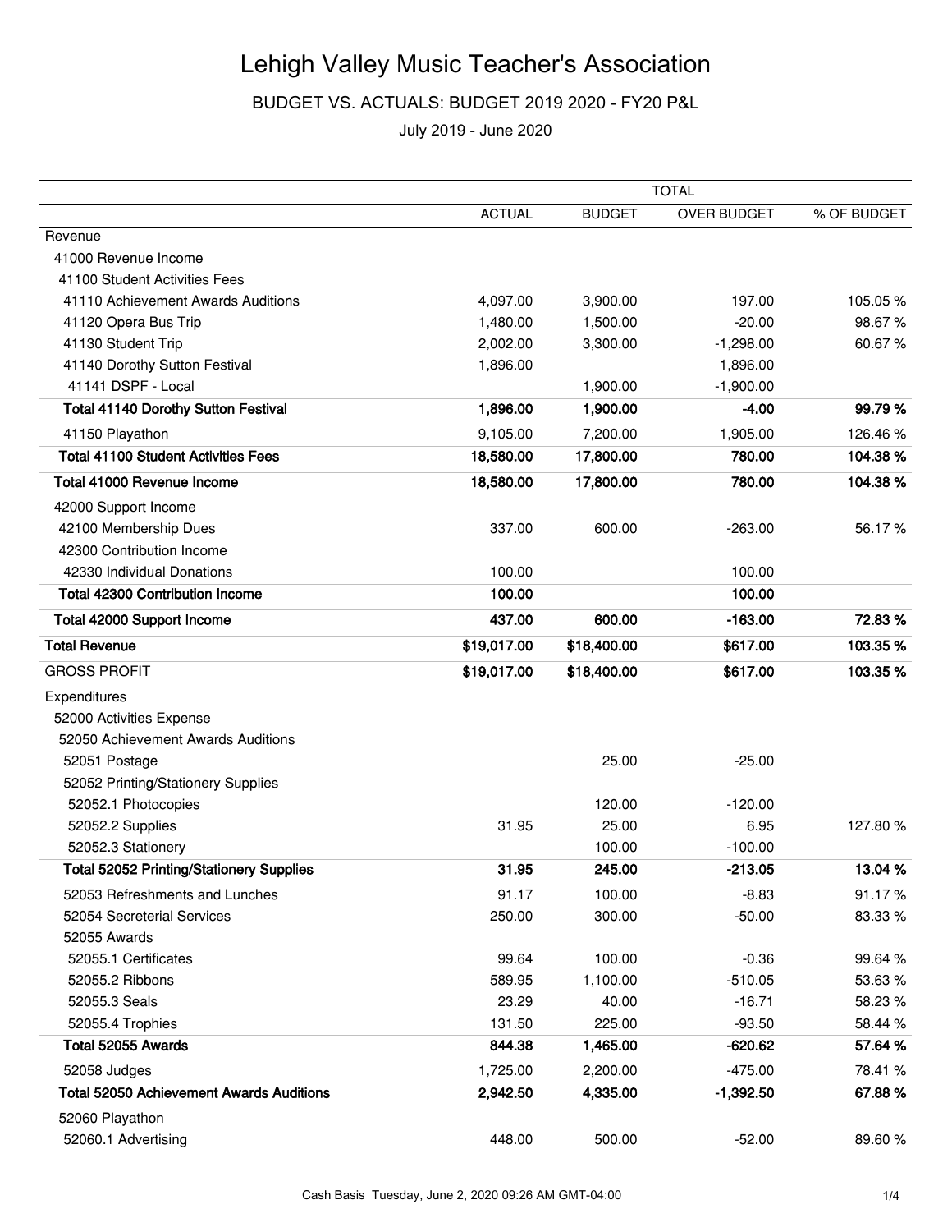# Lehigh Valley Music Teacher's Association

BUDGET VS. ACTUALS: BUDGET 2019 2020 - FY20 P&L

July 2019 - June 2020

| | TOTAL | | | |
|---|---|---|---|---|
| | ACTUAL | BUDGET | OVER BUDGET | % OF BUDGET |
| Revenue | | | | |
| 41000 Revenue Income | | | | |
| 41100 Student Activities Fees | | | | |
| 41110 Achievement Awards Auditions | 4,097.00 | 3,900.00 | 197.00 | 105.05 % |
| 41120 Opera Bus Trip | 1,480.00 | 1,500.00 | -20.00 | 98.67 % |
| 41130 Student Trip | 2,002.00 | 3,300.00 | -1,298.00 | 60.67 % |
| 41140 Dorothy Sutton Festival | 1,896.00 | | 1,896.00 | |
| 41141 DSPF - Local | | 1,900.00 | -1,900.00 | |
| **Total 41140 Dorothy Sutton Festival** | **1,896.00** | **1,900.00** | **-4.00** | **99.79 %** |
| 41150 Playathon | 9,105.00 | 7,200.00 | 1,905.00 | 126.46 % |
| **Total 41100 Student Activities Fees** | **18,580.00** | **17,800.00** | **780.00** | **104.38 %** |
| **Total 41000 Revenue Income** | **18,580.00** | **17,800.00** | **780.00** | **104.38 %** |
| 42000 Support Income | | | | |
| 42100 Membership Dues | 337.00 | 600.00 | -263.00 | 56.17 % |
| 42300 Contribution Income | | | | |
| 42330 Individual Donations | 100.00 | | 100.00 | |
| **Total 42300 Contribution Income** | **100.00** | | **100.00** | |
| **Total 42000 Support Income** | **437.00** | **600.00** | **-163.00** | **72.83 %** |
| **Total Revenue** | **$19,017.00** | **$18,400.00** | **$617.00** | **103.35 %** |
| GROSS PROFIT | **$19,017.00** | **$18,400.00** | **$617.00** | **103.35 %** |
| Expenditures | | | | |
| 52000 Activities Expense | | | | |
| 52050 Achievement Awards Auditions | | | | |
| 52051 Postage | | 25.00 | -25.00 | |
| 52052 Printing/Stationery Supplies | | | | |
| 52052.1 Photocopies | | 120.00 | -120.00 | |
| 52052.2 Supplies | 31.95 | 25.00 | 6.95 | 127.80 % |
| 52052.3 Stationery | | 100.00 | -100.00 | |
| **Total 52052 Printing/Stationery Supplies** | **31.95** | **245.00** | **-213.05** | **13.04 %** |
| 52053 Refreshments and Lunches | 91.17 | 100.00 | -8.83 | 91.17 % |
| 52054 Secreterial Services | 250.00 | 300.00 | -50.00 | 83.33 % |
| 52055 Awards | | | | |
| 52055.1 Certificates | 99.64 | 100.00 | -0.36 | 99.64 % |
| 52055.2 Ribbons | 589.95 | 1,100.00 | -510.05 | 53.63 % |
| 52055.3 Seals | 23.29 | 40.00 | -16.71 | 58.23 % |
| 52055.4 Trophies | 131.50 | 225.00 | -93.50 | 58.44 % |
| **Total 52055 Awards** | **844.38** | **1,465.00** | **-620.62** | **57.64 %** |
| 52058 Judges | 1,725.00 | 2,200.00 | -475.00 | 78.41 % |
| **Total 52050 Achievement Awards Auditions** | **2,942.50** | **4,335.00** | **-1,392.50** | **67.88 %** |
| 52060 Playathon | | | | |
| 52060.1 Advertising | 448.00 | 500.00 | -52.00 | 89.60 % |

Cash Basis Tuesday, June 2, 2020 09:26 AM GMT-04:00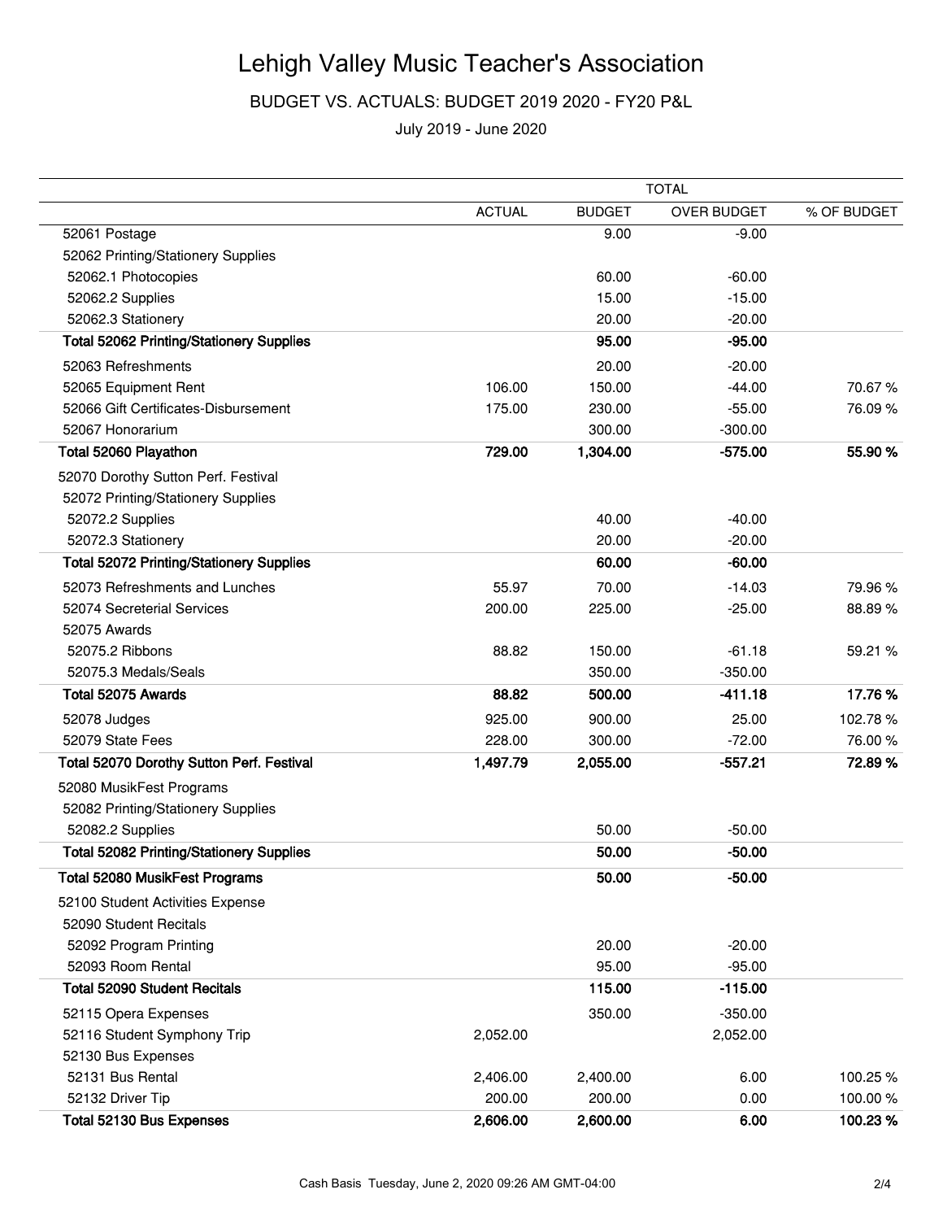# Lehigh Valley Music Teacher's Association

BUDGET VS. ACTUALS: BUDGET 2019 2020 - FY20 P&L

July 2019 - June 2020

| | TOTAL | | | |
|---|---|---|---|---|
| | ACTUAL | BUDGET | OVER BUDGET | % OF BUDGET |
| 52061 Postage | | 9.00 | -9.00 | |
| 52062 Printing/Stationery Supplies | | | | |
| 52062.1 Photocopies | | 60.00 | -60.00 | |
| 52062.2 Supplies | | 15.00 | -15.00 | |
| 52062.3 Stationery | | 20.00 | -20.00 | |
| **Total 52062 Printing/Stationery Supplies** | | **95.00** | **-95.00** | |
| 52063 Refreshments | | 20.00 | -20.00 | |
| 52065 Equipment Rent | 106.00 | 150.00 | -44.00 | 70.67 % |
| 52066 Gift Certificates-Disbursement | 175.00 | 230.00 | -55.00 | 76.09 % |
| 52067 Honorarium | | 300.00 | -300.00 | |
| **Total 52060 Playathon** | **729.00** | **1,304.00** | **-575.00** | **55.90 %** |
| 52070 Dorothy Sutton Perf. Festival | | | | |
| 52072 Printing/Stationery Supplies | | | | |
| 52072.2 Supplies | | 40.00 | -40.00 | |
| 52072.3 Stationery | | 20.00 | -20.00 | |
| **Total 52072 Printing/Stationery Supplies** | | **60.00** | **-60.00** | |
| 52073 Refreshments and Lunches | 55.97 | 70.00 | -14.03 | 79.96 % |
| 52074 Secreterial Services | 200.00 | 225.00 | -25.00 | 88.89 % |
| 52075 Awards | | | | |
| 52075.2 Ribbons | 88.82 | 150.00 | -61.18 | 59.21 % |
| 52075.3 Medals/Seals | | 350.00 | -350.00 | |
| **Total 52075 Awards** | **88.82** | **500.00** | **-411.18** | **17.76 %** |
| 52078 Judges | 925.00 | 900.00 | 25.00 | 102.78 % |
| 52079 State Fees | 228.00 | 300.00 | -72.00 | 76.00 % |
| **Total 52070 Dorothy Sutton Perf. Festival** | **1,497.79** | **2,055.00** | **-557.21** | **72.89 %** |
| 52080 MusikFest Programs | | | | |
| 52082 Printing/Stationery Supplies | | | | |
| 52082.2 Supplies | | 50.00 | -50.00 | |
| **Total 52082 Printing/Stationery Supplies** | | **50.00** | **-50.00** | |
| **Total 52080 MusikFest Programs** | | **50.00** | **-50.00** | |
| 52100 Student Activities Expense | | | | |
| 52090 Student Recitals | | | | |
| 52092 Program Printing | | 20.00 | -20.00 | |
| 52093 Room Rental | | 95.00 | -95.00 | |
| **Total 52090 Student Recitals** | | **115.00** | **-115.00** | |
| 52115 Opera Expenses | | 350.00 | -350.00 | |
| 52116 Student Symphony Trip | 2,052.00 | | 2,052.00 | |
| 52130 Bus Expenses | | | | |
| 52131 Bus Rental | 2,406.00 | 2,400.00 | 6.00 | 100.25 % |
| 52132 Driver Tip | 200.00 | 200.00 | 0.00 | 100.00 % |
| **Total 52130 Bus Expenses** | **2,606.00** | **2,600.00** | **6.00** | **100.23 %** |

Cash Basis Tuesday, June 2, 2020 09:26 AM GMT-04:00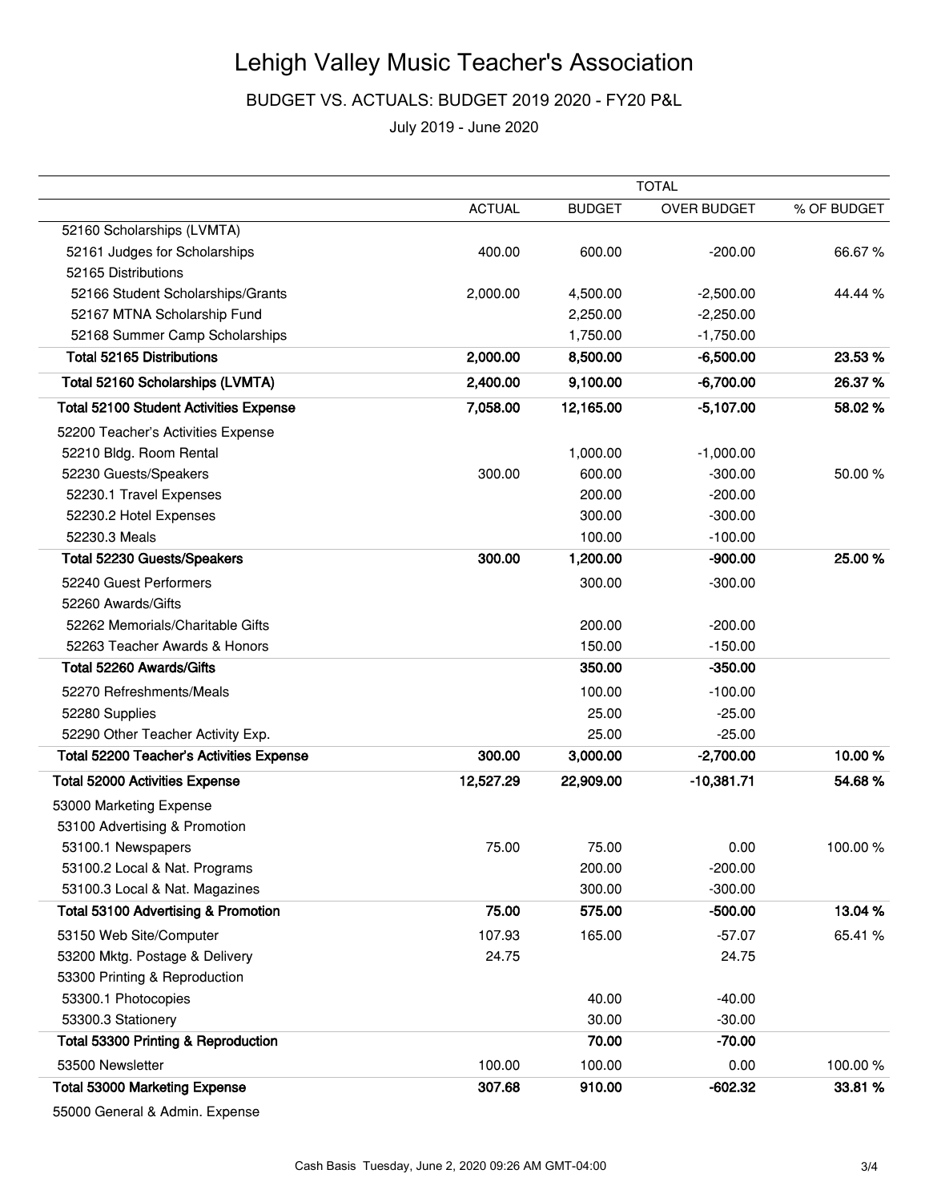# Lehigh Valley Music Teacher's Association

BUDGET VS. ACTUALS: BUDGET 2019 2020 - FY20 P&L

July 2019 - June 2020

| | TOTAL | | | |
|---|---|---|---|---|
| | ACTUAL | BUDGET | OVER BUDGET | % OF BUDGET |
| 52160 Scholarships (LVMTA) | | | | |
| 52161 Judges for Scholarships | 400.00 | 600.00 | -200.00 | 66.67 % |
| 52165 Distributions | | | | |
| 52166 Student Scholarships/Grants | 2,000.00 | 4,500.00 | -2,500.00 | 44.44 % |
| 52167 MTNA Scholarship Fund | | 2,250.00 | -2,250.00 | |
| 52168 Summer Camp Scholarships | | 1,750.00 | -1,750.00 | |
| **Total 52165 Distributions** | **2,000.00** | **8,500.00** | **-6,500.00** | **23.53 %** |
| **Total 52160 Scholarships (LVMTA)** | **2,400.00** | **9,100.00** | **-6,700.00** | **26.37 %** |
| **Total 52100 Student Activities Expense** | **7,058.00** | **12,165.00** | **-5,107.00** | **58.02 %** |
| 52200 Teacher's Activities Expense | | | | |
| 52210 Bldg. Room Rental | | 1,000.00 | -1,000.00 | |
| 52230 Guests/Speakers | 300.00 | 600.00 | -300.00 | 50.00 % |
| 52230.1 Travel Expenses | | 200.00 | -200.00 | |
| 52230.2 Hotel Expenses | | 300.00 | -300.00 | |
| 52230.3 Meals | | 100.00 | -100.00 | |
| **Total 52230 Guests/Speakers** | **300.00** | **1,200.00** | **-900.00** | **25.00 %** |
| 52240 Guest Performers | | 300.00 | -300.00 | |
| 52260 Awards/Gifts | | | | |
| 52262 Memorials/Charitable Gifts | | 200.00 | -200.00 | |
| 52263 Teacher Awards & Honors | | 150.00 | -150.00 | |
| **Total 52260 Awards/Gifts** | | **350.00** | **-350.00** | |
| 52270 Refreshments/Meals | | 100.00 | -100.00 | |
| 52280 Supplies | | 25.00 | -25.00 | |
| 52290 Other Teacher Activity Exp. | | 25.00 | -25.00 | |
| **Total 52200 Teacher's Activities Expense** | **300.00** | **3,000.00** | **-2,700.00** | **10.00 %** |
| **Total 52000 Activities Expense** | **12,527.29** | **22,909.00** | **-10,381.71** | **54.68 %** |
| 53000 Marketing Expense | | | | |
| 53100 Advertising & Promotion | | | | |
| 53100.1 Newspapers | 75.00 | 75.00 | 0.00 | 100.00 % |
| 53100.2 Local & Nat. Programs | | 200.00 | -200.00 | |
| 53100.3 Local & Nat. Magazines | | 300.00 | -300.00 | |
| **Total 53100 Advertising & Promotion** | **75.00** | **575.00** | **-500.00** | **13.04 %** |
| 53150 Web Site/Computer | 107.93 | 165.00 | -57.07 | 65.41 % |
| 53200 Mktg. Postage & Delivery | 24.75 | | 24.75 | |
| 53300 Printing & Reproduction | | | | |
| 53300.1 Photocopies | | 40.00 | -40.00 | |
| 53300.3 Stationery | | 30.00 | -30.00 | |
| **Total 53300 Printing & Reproduction** | | **70.00** | **-70.00** | |
| 53500 Newsletter | 100.00 | 100.00 | 0.00 | 100.00 % |
| **Total 53000 Marketing Expense** | **307.68** | **910.00** | **-602.32** | **33.81 %** |
| 55000 General & Admin. Expense | | | | |

Cash Basis Tuesday, June 2, 2020 09:26 AM GMT-04:00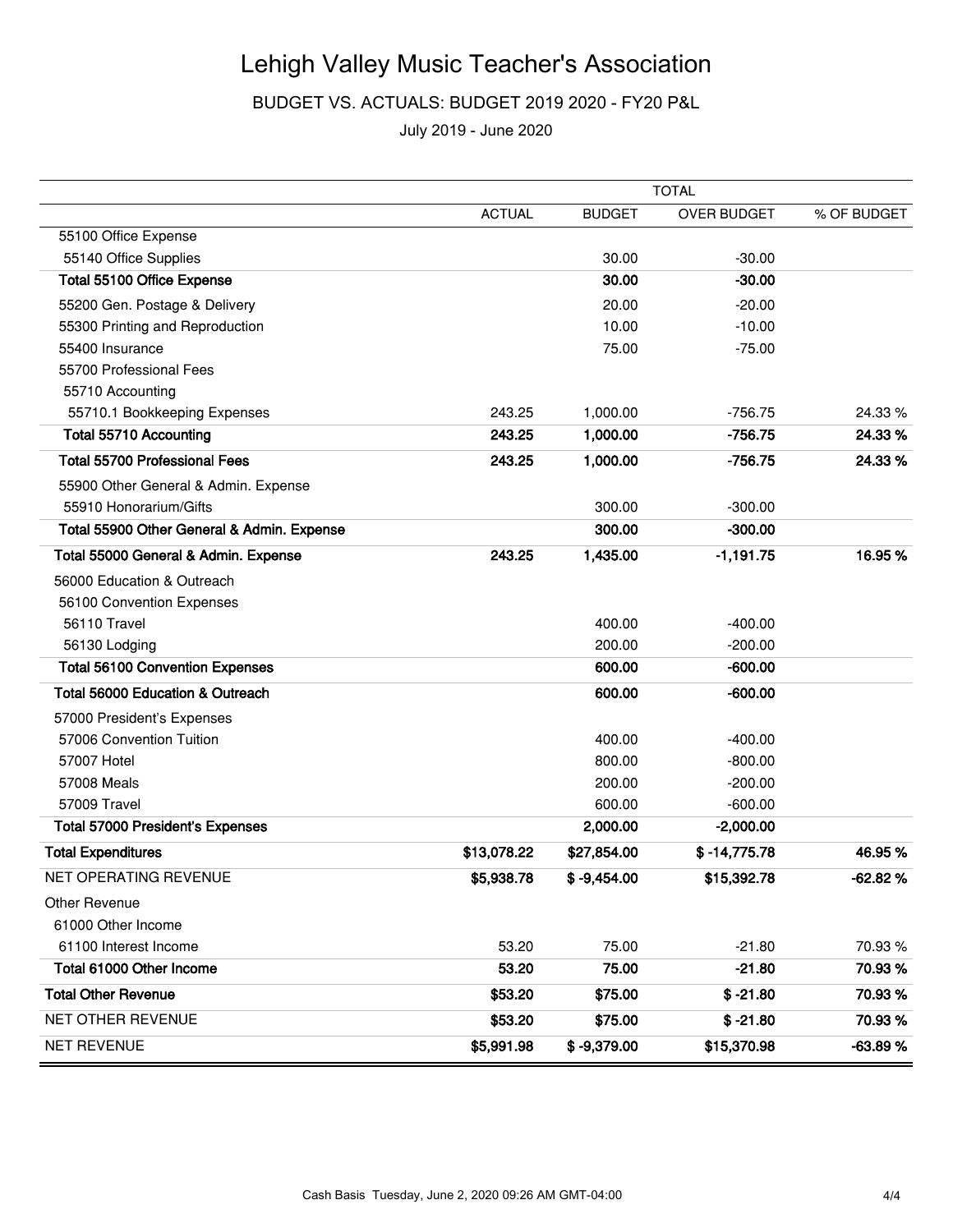# Lehigh Valley Music Teacher's Association

BUDGET VS. ACTUALS: BUDGET 2019 2020 - FY20 P&L

July 2019 - June 2020

| | TOTAL | | | |
|---|---|---|---|---|
| | ACTUAL | BUDGET | OVER BUDGET | % OF BUDGET |
| 55100 Office Expense | | | | |
| 55140 Office Supplies | | 30.00 | -30.00 | |
| **Total 55100 Office Expense** | | **30.00** | **-30.00** | |
| 55200 Gen. Postage & Delivery | | 20.00 | -20.00 | |
| 55300 Printing and Reproduction | | 10.00 | -10.00 | |
| 55400 Insurance | | 75.00 | -75.00 | |
| 55700 Professional Fees | | | | |
| 55710 Accounting | | | | |
| 55710.1 Bookkeeping Expenses | 243.25 | 1,000.00 | -756.75 | 24.33 % |
| **Total 55710 Accounting** | **243.25** | **1,000.00** | **-756.75** | **24.33 %** |
| **Total 55700 Professional Fees** | **243.25** | **1,000.00** | **-756.75** | **24.33 %** |
| 55900 Other General & Admin. Expense | | | | |
| 55910 Honorarium/Gifts | | 300.00 | -300.00 | |
| **Total 55900 Other General & Admin. Expense** | | **300.00** | **-300.00** | |
| **Total 55000 General & Admin. Expense** | **243.25** | **1,435.00** | **-1,191.75** | **16.95 %** |
| 56000 Education & Outreach | | | | |
| 56100 Convention Expenses | | | | |
| 56110 Travel | | 400.00 | -400.00 | |
| 56130 Lodging | | 200.00 | -200.00 | |
| **Total 56100 Convention Expenses** | | **600.00** | **-600.00** | |
| **Total 56000 Education & Outreach** | | **600.00** | **-600.00** | |
| 57000 President's Expenses | | | | |
| 57006 Convention Tuition | | 400.00 | -400.00 | |
| 57007 Hotel | | 800.00 | -800.00 | |
| 57008 Meals | | 200.00 | -200.00 | |
| 57009 Travel | | 600.00 | -600.00 | |
| **Total 57000 President's Expenses** | | **2,000.00** | **-2,000.00** | |
| **Total Expenditures** | **$13,078.22** | **$27,854.00** | **$ -14,775.78** | **46.95 %** |
| NET OPERATING REVENUE | **$5,938.78** | **$ -9,454.00** | **$15,392.78** | **-62.82 %** |
| Other Revenue | | | | |
| 61000 Other Income | | | | |
| 61100 Interest Income | 53.20 | 75.00 | -21.80 | 70.93 % |
| **Total 61000 Other Income** | **53.20** | **75.00** | **-21.80** | **70.93 %** |
| **Total Other Revenue** | **$53.20** | **$75.00** | **$ -21.80** | **70.93 %** |
| NET OTHER REVENUE | **$53.20** | **$75.00** | **$ -21.80** | **70.93 %** |
| NET REVENUE | **$5,991.98** | **$ -9,379.00** | **$15,370.98** | **-63.89 %** |

Cash Basis Tuesday, June 2, 2020 09:26 AM GMT-04:00